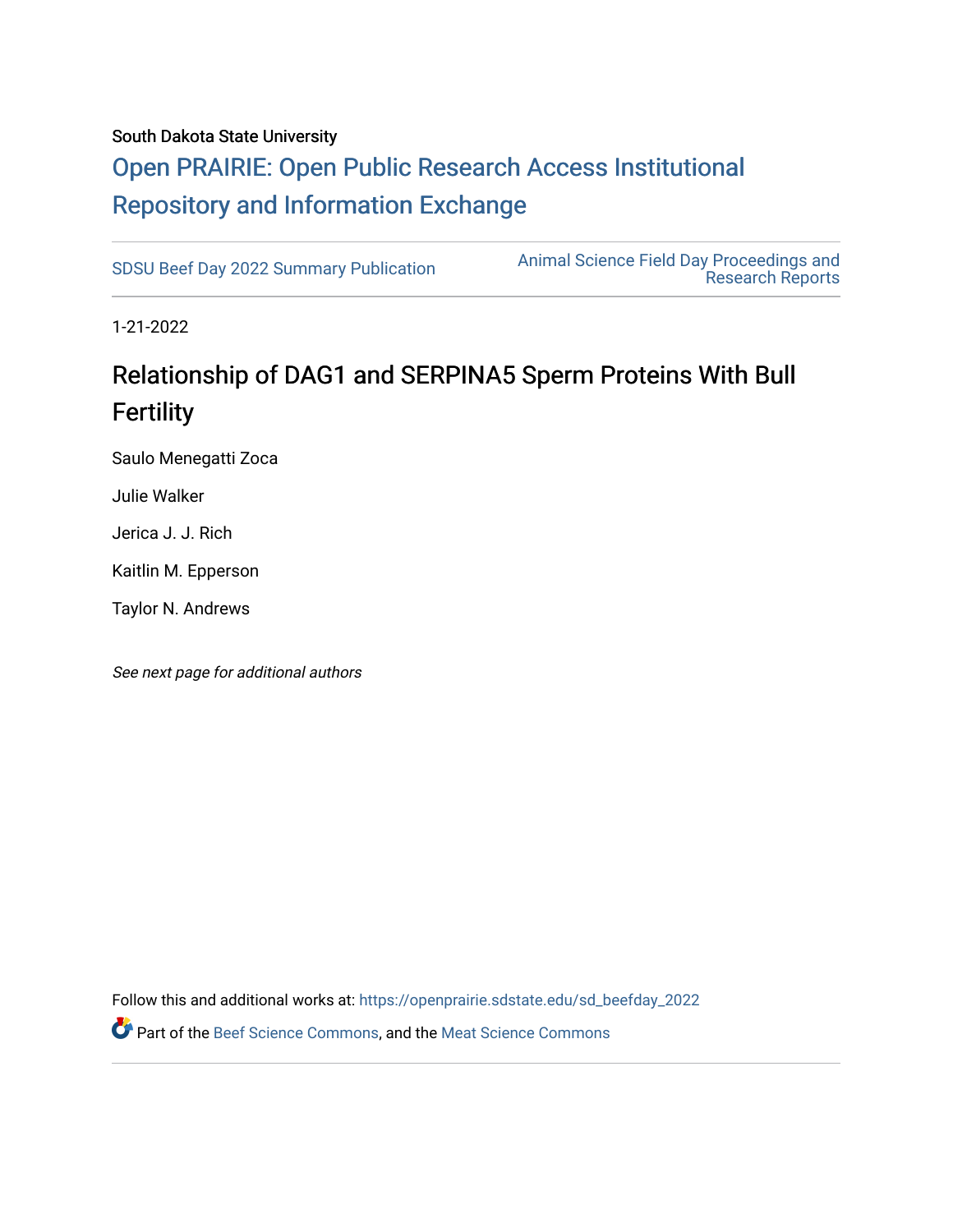South Dakota State University

# Open PRAIRIE: Open Public Research Access Institutional Repository and Information Exchange

SDSU Beef Day 2022 Summary Publication

Animal Science Field Day Proceedings and Research Reports

1-21-2022

## Relationship of DAG1 and SERPINA5 Sperm Proteins With Bull Fertility

Saulo Menegatti Zoca

Julie Walker

Jerica J. J. Rich

Kaitlin M. Epperson

Taylor N. Andrews

*See next page for additional authors*

Follow this and additional works at: https://openprairie.sdstate.edu/sd_beefday_2022

Part of the Beef Science Commons, and the Meat Science Commons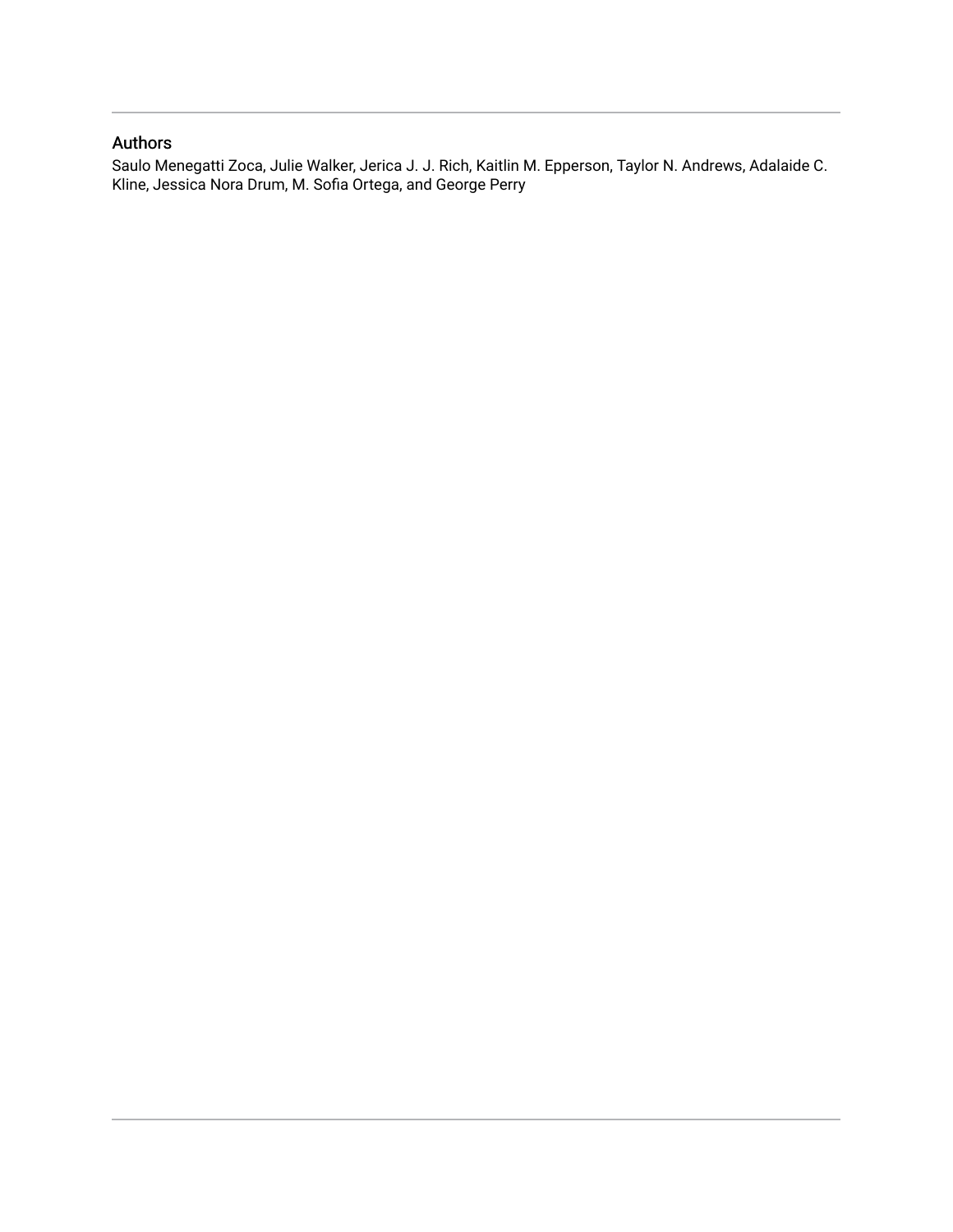## Authors

Saulo Menegatti Zoca, Julie Walker, Jerica J. J. Rich, Kaitlin M. Epperson, Taylor N. Andrews, Adalaide C. Kline, Jessica Nora Drum, M. Sofia Ortega, and George Perry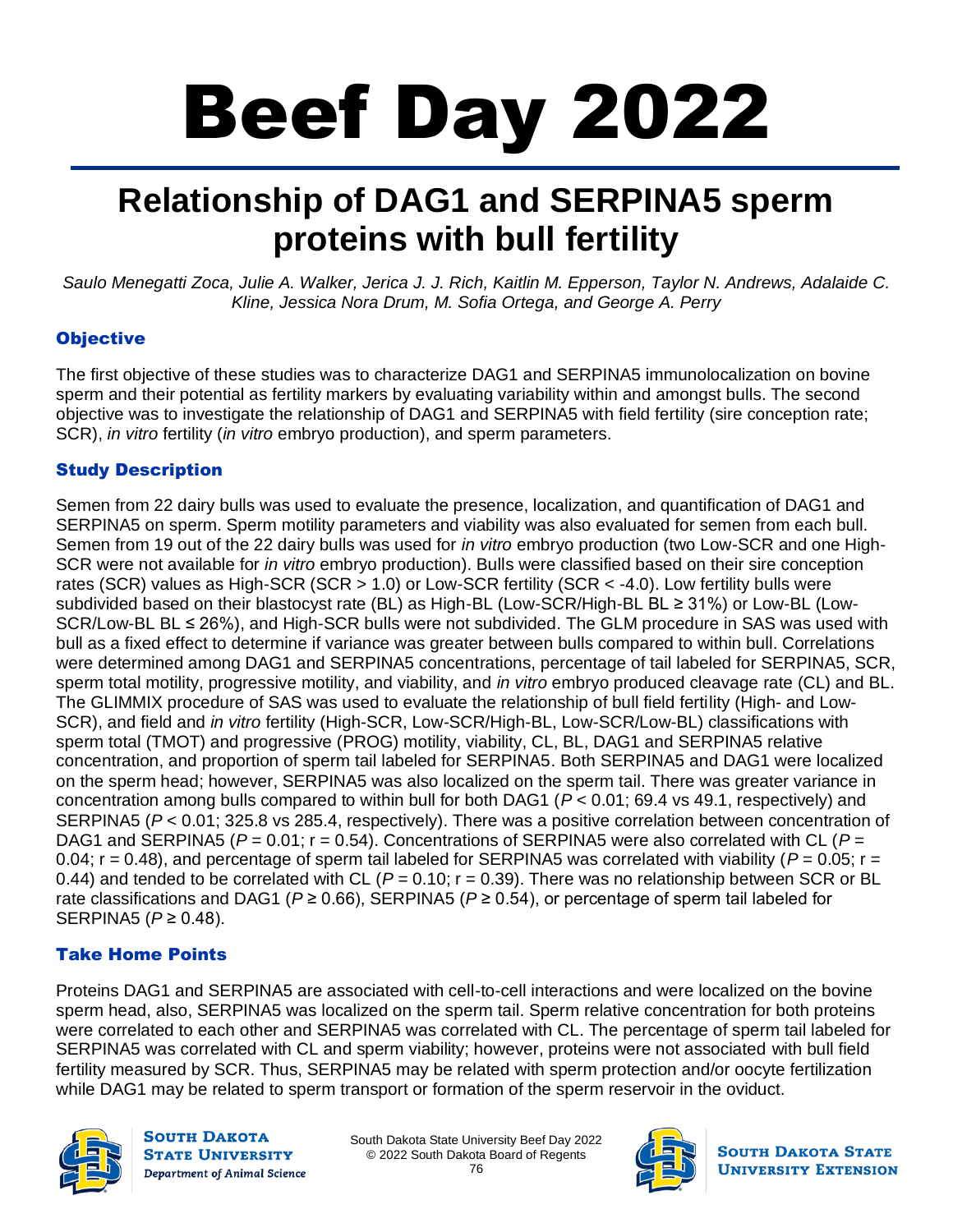# Beef Day 2022

## Relationship of DAG1 and SERPINA5 sperm proteins with bull fertility

*Saulo Menegatti Zoca, Julie A. Walker, Jerica J. J. Rich, Kaitlin M. Epperson, Taylor N. Andrews, Adalaide C. Kline, Jessica Nora Drum, M. Sofia Ortega, and George A. Perry*

### Objective

The first objective of these studies was to characterize DAG1 and SERPINA5 immunolocalization on bovine sperm and their potential as fertility markers by evaluating variability within and amongst bulls. The second objective was to investigate the relationship of DAG1 and SERPINA5 with field fertility (sire conception rate; SCR), *in vitro* fertility (*in vitro* embryo production), and sperm parameters.

### Study Description

Semen from 22 dairy bulls was used to evaluate the presence, localization, and quantification of DAG1 and SERPINA5 on sperm. Sperm motility parameters and viability was also evaluated for semen from each bull. Semen from 19 out of the 22 dairy bulls was used for *in vitro* embryo production (two Low-SCR and one High-SCR were not available for *in vitro* embryo production). Bulls were classified based on their sire conception rates (SCR) values as High-SCR (SCR > 1.0) or Low-SCR fertility (SCR < -4.0). Low fertility bulls were subdivided based on their blastocyst rate (BL) as High-BL (Low-SCR/High-BL BL ≥ 31%) or Low-BL (Low-SCR/Low-BL BL ≤ 26%), and High-SCR bulls were not subdivided. The GLM procedure in SAS was used with bull as a fixed effect to determine if variance was greater between bulls compared to within bull. Correlations were determined among DAG1 and SERPINA5 concentrations, percentage of tail labeled for SERPINA5, SCR, sperm total motility, progressive motility, and viability, and *in vitro* embryo produced cleavage rate (CL) and BL. The GLIMMIX procedure of SAS was used to evaluate the relationship of bull field fertility (High- and Low-SCR), and field and *in vitro* fertility (High-SCR, Low-SCR/High-BL, Low-SCR/Low-BL) classifications with sperm total (TMOT) and progressive (PROG) motility, viability, CL, BL, DAG1 and SERPINA5 relative concentration, and proportion of sperm tail labeled for SERPINA5. Both SERPINA5 and DAG1 were localized on the sperm head; however, SERPINA5 was also localized on the sperm tail. There was greater variance in concentration among bulls compared to within bull for both DAG1 ($P < 0.01$; 69.4 vs 49.1, respectively) and SERPINA5 ($P < 0.01$; 325.8 vs 285.4, respectively). There was a positive correlation between concentration of DAG1 and SERPINA5 ($P = 0.01$; $r = 0.54$). Concentrations of SERPINA5 were also correlated with CL ($P = 0.04$; $r = 0.48$), and percentage of sperm tail labeled for SERPINA5 was correlated with viability ($P = 0.05$; $r = 0.44$) and tended to be correlated with CL ($P = 0.10$; $r = 0.39$). There was no relationship between SCR or BL rate classifications and DAG1 ($P \geq 0.66$), SERPINA5 ($P \geq 0.54$), or percentage of sperm tail labeled for SERPINA5 ($P \geq 0.48$).

### Take Home Points

Proteins DAG1 and SERPINA5 are associated with cell-to-cell interactions and were localized on the bovine sperm head, also, SERPINA5 was localized on the sperm tail. Sperm relative concentration for both proteins were correlated to each other and SERPINA5 was correlated with CL. The percentage of sperm tail labeled for SERPINA5 was correlated with CL and sperm viability; however, proteins were not associated with bull field fertility measured by SCR. Thus, SERPINA5 may be related with sperm protection and/or oocyte fertilization while DAG1 may be related to sperm transport or formation of the sperm reservoir in the oviduct.

South Dakota State University Beef Day 2022
© 2022 South Dakota Board of Regents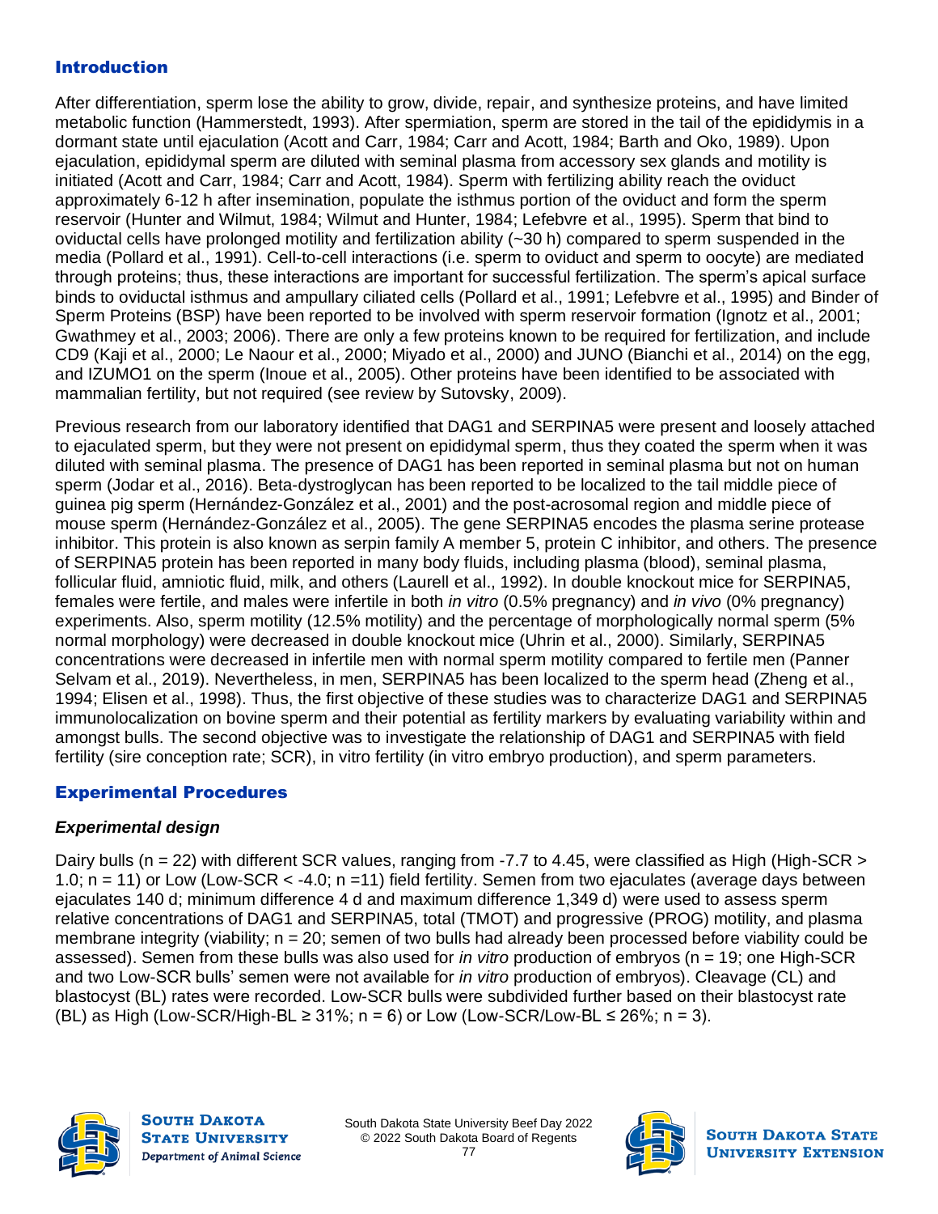## Introduction

After differentiation, sperm lose the ability to grow, divide, repair, and synthesize proteins, and have limited metabolic function (Hammerstedt, 1993). After spermiation, sperm are stored in the tail of the epididymis in a dormant state until ejaculation (Acott and Carr, 1984; Carr and Acott, 1984; Barth and Oko, 1989). Upon ejaculation, epididymal sperm are diluted with seminal plasma from accessory sex glands and motility is initiated (Acott and Carr, 1984; Carr and Acott, 1984). Sperm with fertilizing ability reach the oviduct approximately 6-12 h after insemination, populate the isthmus portion of the oviduct and form the sperm reservoir (Hunter and Wilmut, 1984; Wilmut and Hunter, 1984; Lefebvre et al., 1995). Sperm that bind to oviductal cells have prolonged motility and fertilization ability (~30 h) compared to sperm suspended in the media (Pollard et al., 1991). Cell-to-cell interactions (i.e. sperm to oviduct and sperm to oocyte) are mediated through proteins; thus, these interactions are important for successful fertilization. The sperm's apical surface binds to oviductal isthmus and ampullary ciliated cells (Pollard et al., 1991; Lefebvre et al., 1995) and Binder of Sperm Proteins (BSP) have been reported to be involved with sperm reservoir formation (Ignotz et al., 2001; Gwathmey et al., 2003; 2006). There are only a few proteins known to be required for fertilization, and include CD9 (Kaji et al., 2000; Le Naour et al., 2000; Miyado et al., 2000) and JUNO (Bianchi et al., 2014) on the egg, and IZUMO1 on the sperm (Inoue et al., 2005). Other proteins have been identified to be associated with mammalian fertility, but not required (see review by Sutovsky, 2009).

Previous research from our laboratory identified that DAG1 and SERPINA5 were present and loosely attached to ejaculated sperm, but they were not present on epididymal sperm, thus they coated the sperm when it was diluted with seminal plasma. The presence of DAG1 has been reported in seminal plasma but not on human sperm (Jodar et al., 2016). Beta-dystroglycan has been reported to be localized to the tail middle piece of guinea pig sperm (Hernández-González et al., 2001) and the post-acrosomal region and middle piece of mouse sperm (Hernández-González et al., 2005). The gene SERPINA5 encodes the plasma serine protease inhibitor. This protein is also known as serpin family A member 5, protein C inhibitor, and others. The presence of SERPINA5 protein has been reported in many body fluids, including plasma (blood), seminal plasma, follicular fluid, amniotic fluid, milk, and others (Laurell et al., 1992). In double knockout mice for SERPINA5, females were fertile, and males were infertile in both *in vitro* (0.5% pregnancy) and *in vivo* (0% pregnancy) experiments. Also, sperm motility (12.5% motility) and the percentage of morphologically normal sperm (5% normal morphology) were decreased in double knockout mice (Uhrin et al., 2000). Similarly, SERPINA5 concentrations were decreased in infertile men with normal sperm motility compared to fertile men (Panner Selvam et al., 2019). Nevertheless, in men, SERPINA5 has been localized to the sperm head (Zheng et al., 1994; Elisen et al., 1998). Thus, the first objective of these studies was to characterize DAG1 and SERPINA5 immunolocalization on bovine sperm and their potential as fertility markers by evaluating variability within and amongst bulls. The second objective was to investigate the relationship of DAG1 and SERPINA5 with field fertility (sire conception rate; SCR), in vitro fertility (in vitro embryo production), and sperm parameters.

## Experimental Procedures

### *Experimental design*

Dairy bulls (n = 22) with different SCR values, ranging from -7.7 to 4.45, were classified as High (High-SCR > 1.0; n = 11) or Low (Low-SCR < -4.0; n =11) field fertility. Semen from two ejaculates (average days between ejaculates 140 d; minimum difference 4 d and maximum difference 1,349 d) were used to assess sperm relative concentrations of DAG1 and SERPINA5, total (TMOT) and progressive (PROG) motility, and plasma membrane integrity (viability; n = 20; semen of two bulls had already been processed before viability could be assessed). Semen from these bulls was also used for *in vitro* production of embryos (n = 19; one High-SCR and two Low-SCR bulls' semen were not available for *in vitro* production of embryos). Cleavage (CL) and blastocyst (BL) rates were recorded. Low-SCR bulls were subdivided further based on their blastocyst rate (BL) as High (Low-SCR/High-BL ≥ 31%; n = 6) or Low (Low-SCR/Low-BL ≤ 26%; n = 3).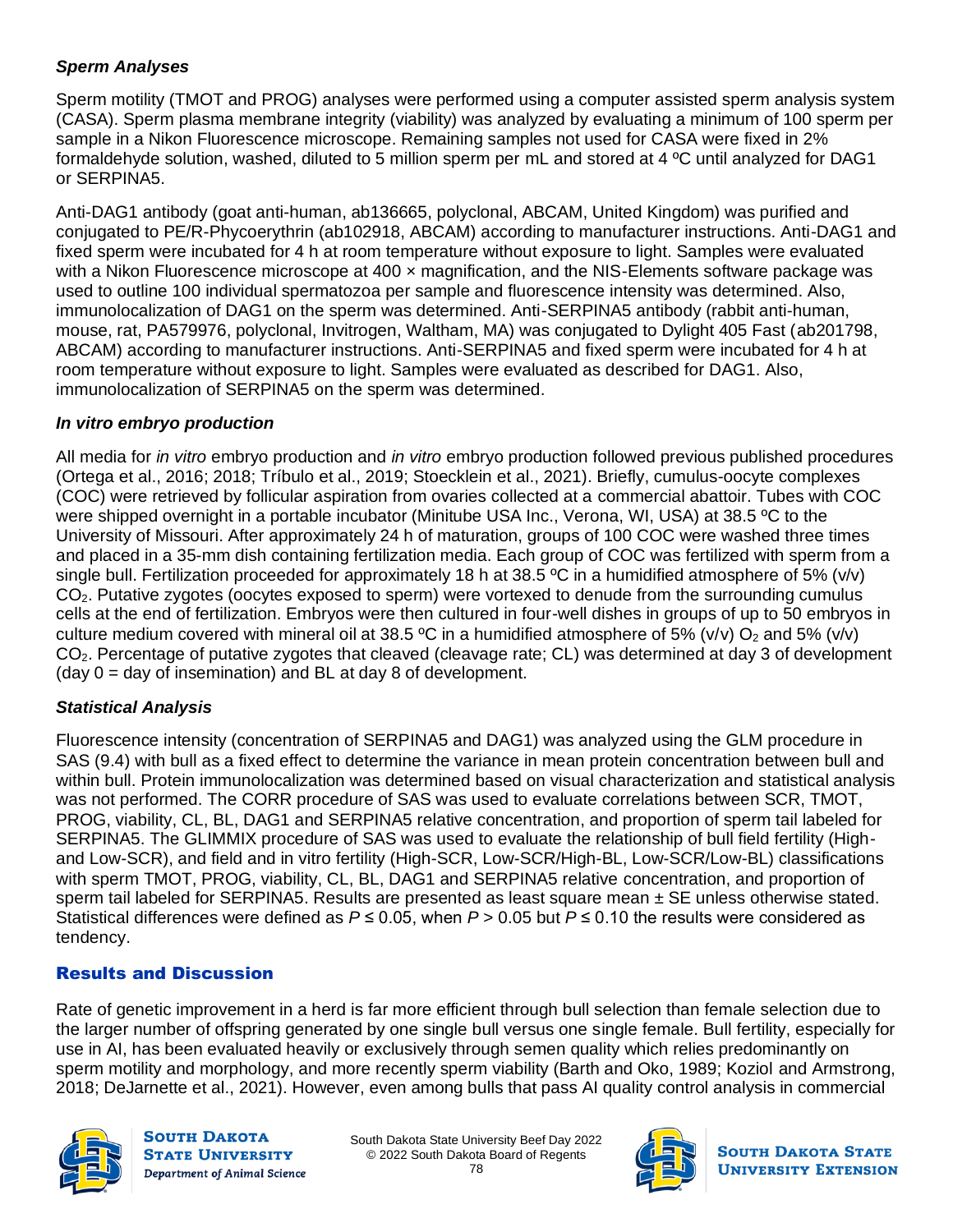### *Sperm Analyses*

Sperm motility (TMOT and PROG) analyses were performed using a computer assisted sperm analysis system (CASA). Sperm plasma membrane integrity (viability) was analyzed by evaluating a minimum of 100 sperm per sample in a Nikon Fluorescence microscope. Remaining samples not used for CASA were fixed in 2% formaldehyde solution, washed, diluted to 5 million sperm per mL and stored at 4 ºC until analyzed for DAG1 or SERPINA5.

Anti-DAG1 antibody (goat anti-human, ab136665, polyclonal, ABCAM, United Kingdom) was purified and conjugated to PE/R-Phycoerythrin (ab102918, ABCAM) according to manufacturer instructions. Anti-DAG1 and fixed sperm were incubated for 4 h at room temperature without exposure to light. Samples were evaluated with a Nikon Fluorescence microscope at 400 × magnification, and the NIS-Elements software package was used to outline 100 individual spermatozoa per sample and fluorescence intensity was determined. Also, immunolocalization of DAG1 on the sperm was determined. Anti-SERPINA5 antibody (rabbit anti-human, mouse, rat, PA579976, polyclonal, Invitrogen, Waltham, MA) was conjugated to Dylight 405 Fast (ab201798, ABCAM) according to manufacturer instructions. Anti-SERPINA5 and fixed sperm were incubated for 4 h at room temperature without exposure to light. Samples were evaluated as described for DAG1. Also, immunolocalization of SERPINA5 on the sperm was determined.

### *In vitro embryo production*

All media for *in vitro* embryo production and *in vitro* embryo production followed previous published procedures (Ortega et al., 2016; 2018; Tríbulo et al., 2019; Stoecklein et al., 2021). Briefly, cumulus-oocyte complexes (COC) were retrieved by follicular aspiration from ovaries collected at a commercial abattoir. Tubes with COC were shipped overnight in a portable incubator (Minitube USA Inc., Verona, WI, USA) at 38.5 ºC to the University of Missouri. After approximately 24 h of maturation, groups of 100 COC were washed three times and placed in a 35-mm dish containing fertilization media. Each group of COC was fertilized with sperm from a single bull. Fertilization proceeded for approximately 18 h at 38.5 ºC in a humidified atmosphere of 5% (v/v) $CO_2$. Putative zygotes (oocytes exposed to sperm) were vortexed to denude from the surrounding cumulus cells at the end of fertilization. Embryos were then cultured in four-well dishes in groups of up to 50 embryos in culture medium covered with mineral oil at 38.5 ºC in a humidified atmosphere of 5% (v/v) $O_2$ and 5% (v/v) $CO_2$. Percentage of putative zygotes that cleaved (cleavage rate; CL) was determined at day 3 of development (day 0 = day of insemination) and BL at day 8 of development.

### *Statistical Analysis*

Fluorescence intensity (concentration of SERPINA5 and DAG1) was analyzed using the GLM procedure in SAS (9.4) with bull as a fixed effect to determine the variance in mean protein concentration between bull and within bull. Protein immunolocalization was determined based on visual characterization and statistical analysis was not performed. The CORR procedure of SAS was used to evaluate correlations between SCR, TMOT, PROG, viability, CL, BL, DAG1 and SERPINA5 relative concentration, and proportion of sperm tail labeled for SERPINA5. The GLIMMIX procedure of SAS was used to evaluate the relationship of bull field fertility (High- and Low-SCR), and field and in vitro fertility (High-SCR, Low-SCR/High-BL, Low-SCR/Low-BL) classifications with sperm TMOT, PROG, viability, CL, BL, DAG1 and SERPINA5 relative concentration, and proportion of sperm tail labeled for SERPINA5. Results are presented as least square mean ± SE unless otherwise stated. Statistical differences were defined as $P \leq 0.05$, when $P > 0.05$ but $P \leq 0.10$ the results were considered as tendency.

## Results and Discussion

Rate of genetic improvement in a herd is far more efficient through bull selection than female selection due to the larger number of offspring generated by one single bull versus one single female. Bull fertility, especially for use in AI, has been evaluated heavily or exclusively through semen quality which relies predominantly on sperm motility and morphology, and more recently sperm viability (Barth and Oko, 1989; Koziol and Armstrong, 2018; DeJarnette et al., 2021). However, even among bulls that pass AI quality control analysis in commercial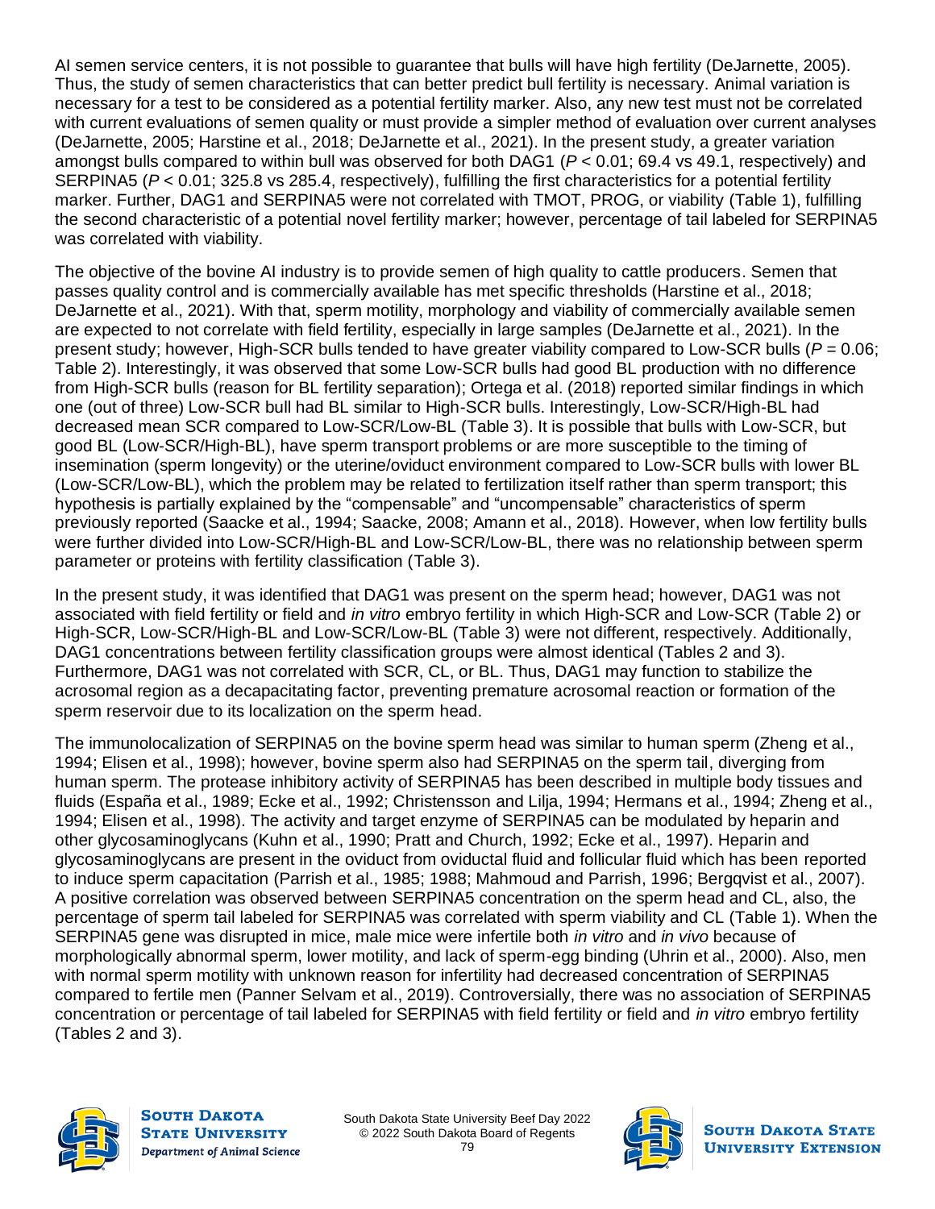AI semen service centers, it is not possible to guarantee that bulls will have high fertility (DeJarnette, 2005). Thus, the study of semen characteristics that can better predict bull fertility is necessary. Animal variation is necessary for a test to be considered as a potential fertility marker. Also, any new test must not be correlated with current evaluations of semen quality or must provide a simpler method of evaluation over current analyses (DeJarnette, 2005; Harstine et al., 2018; DeJarnette et al., 2021). In the present study, a greater variation amongst bulls compared to within bull was observed for both DAG1 ($P < 0.01$; 69.4 vs 49.1, respectively) and SERPINA5 ($P < 0.01$; 325.8 vs 285.4, respectively), fulfilling the first characteristics for a potential fertility marker. Further, DAG1 and SERPINA5 were not correlated with TMOT, PROG, or viability (Table 1), fulfilling the second characteristic of a potential novel fertility marker; however, percentage of tail labeled for SERPINA5 was correlated with viability.

The objective of the bovine AI industry is to provide semen of high quality to cattle producers. Semen that passes quality control and is commercially available has met specific thresholds (Harstine et al., 2018; DeJarnette et al., 2021). With that, sperm motility, morphology and viability of commercially available semen are expected to not correlate with field fertility, especially in large samples (DeJarnette et al., 2021). In the present study; however, High-SCR bulls tended to have greater viability compared to Low-SCR bulls ($P = 0.06$; Table 2). Interestingly, it was observed that some Low-SCR bulls had good BL production with no difference from High-SCR bulls (reason for BL fertility separation); Ortega et al. (2018) reported similar findings in which one (out of three) Low-SCR bull had BL similar to High-SCR bulls. Interestingly, Low-SCR/High-BL had decreased mean SCR compared to Low-SCR/Low-BL (Table 3). It is possible that bulls with Low-SCR, but good BL (Low-SCR/High-BL), have sperm transport problems or are more susceptible to the timing of insemination (sperm longevity) or the uterine/oviduct environment compared to Low-SCR bulls with lower BL (Low-SCR/Low-BL), which the problem may be related to fertilization itself rather than sperm transport; this hypothesis is partially explained by the "compensable" and "uncompensable" characteristics of sperm previously reported (Saacke et al., 1994; Saacke, 2008; Amann et al., 2018). However, when low fertility bulls were further divided into Low-SCR/High-BL and Low-SCR/Low-BL, there was no relationship between sperm parameter or proteins with fertility classification (Table 3).

In the present study, it was identified that DAG1 was present on the sperm head; however, DAG1 was not associated with field fertility or field and *in vitro* embryo fertility in which High-SCR and Low-SCR (Table 2) or High-SCR, Low-SCR/High-BL and Low-SCR/Low-BL (Table 3) were not different, respectively. Additionally, DAG1 concentrations between fertility classification groups were almost identical (Tables 2 and 3). Furthermore, DAG1 was not correlated with SCR, CL, or BL. Thus, DAG1 may function to stabilize the acrosomal region as a decapacitating factor, preventing premature acrosomal reaction or formation of the sperm reservoir due to its localization on the sperm head.

The immunolocalization of SERPINA5 on the bovine sperm head was similar to human sperm (Zheng et al., 1994; Elisen et al., 1998); however, bovine sperm also had SERPINA5 on the sperm tail, diverging from human sperm. The protease inhibitory activity of SERPINA5 has been described in multiple body tissues and fluids (España et al., 1989; Ecke et al., 1992; Christensson and Lilja, 1994; Hermans et al., 1994; Zheng et al., 1994; Elisen et al., 1998). The activity and target enzyme of SERPINA5 can be modulated by heparin and other glycosaminoglycans (Kuhn et al., 1990; Pratt and Church, 1992; Ecke et al., 1997). Heparin and glycosaminoglycans are present in the oviduct from oviductal fluid and follicular fluid which has been reported to induce sperm capacitation (Parrish et al., 1985; 1988; Mahmoud and Parrish, 1996; Bergqvist et al., 2007). A positive correlation was observed between SERPINA5 concentration on the sperm head and CL, also, the percentage of sperm tail labeled for SERPINA5 was correlated with sperm viability and CL (Table 1). When the SERPINA5 gene was disrupted in mice, male mice were infertile both *in vitro* and *in vivo* because of morphologically abnormal sperm, lower motility, and lack of sperm-egg binding (Uhrin et al., 2000). Also, men with normal sperm motility with unknown reason for infertility had decreased concentration of SERPINA5 compared to fertile men (Panner Selvam et al., 2019). Controversially, there was no association of SERPINA5 concentration or percentage of tail labeled for SERPINA5 with field fertility or field and *in vitro* embryo fertility (Tables 2 and 3).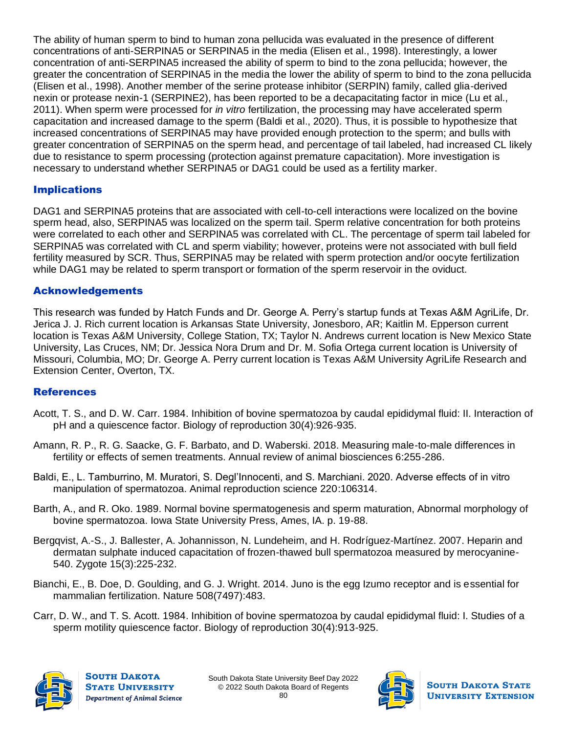The ability of human sperm to bind to human zona pellucida was evaluated in the presence of different concentrations of anti-SERPINA5 or SERPINA5 in the media (Elisen et al., 1998). Interestingly, a lower concentration of anti-SERPINA5 increased the ability of sperm to bind to the zona pellucida; however, the greater the concentration of SERPINA5 in the media the lower the ability of sperm to bind to the zona pellucida (Elisen et al., 1998). Another member of the serine protease inhibitor (SERPIN) family, called glia-derived nexin or protease nexin-1 (SERPINE2), has been reported to be a decapacitating factor in mice (Lu et al., 2011). When sperm were processed for *in vitro* fertilization, the processing may have accelerated sperm capacitation and increased damage to the sperm (Baldi et al., 2020). Thus, it is possible to hypothesize that increased concentrations of SERPINA5 may have provided enough protection to the sperm; and bulls with greater concentration of SERPINA5 on the sperm head, and percentage of tail labeled, had increased CL likely due to resistance to sperm processing (protection against premature capacitation). More investigation is necessary to understand whether SERPINA5 or DAG1 could be used as a fertility marker.

## Implications

DAG1 and SERPINA5 proteins that are associated with cell-to-cell interactions were localized on the bovine sperm head, also, SERPINA5 was localized on the sperm tail. Sperm relative concentration for both proteins were correlated to each other and SERPINA5 was correlated with CL. The percentage of sperm tail labeled for SERPINA5 was correlated with CL and sperm viability; however, proteins were not associated with bull field fertility measured by SCR. Thus, SERPINA5 may be related with sperm protection and/or oocyte fertilization while DAG1 may be related to sperm transport or formation of the sperm reservoir in the oviduct.

## Acknowledgements

This research was funded by Hatch Funds and Dr. George A. Perry's startup funds at Texas A&M AgriLife, Dr. Jerica J. J. Rich current location is Arkansas State University, Jonesboro, AR; Kaitlin M. Epperson current location is Texas A&M University, College Station, TX; Taylor N. Andrews current location is New Mexico State University, Las Cruces, NM; Dr. Jessica Nora Drum and Dr. M. Sofia Ortega current location is University of Missouri, Columbia, MO; Dr. George A. Perry current location is Texas A&M University AgriLife Research and Extension Center, Overton, TX.

## References

Acott, T. S., and D. W. Carr. 1984. Inhibition of bovine spermatozoa by caudal epididymal fluid: II. Interaction of pH and a quiescence factor. Biology of reproduction 30(4):926-935.

Amann, R. P., R. G. Saacke, G. F. Barbato, and D. Waberski. 2018. Measuring male-to-male differences in fertility or effects of semen treatments. Annual review of animal biosciences 6:255-286.

Baldi, E., L. Tamburrino, M. Muratori, S. Degl'Innocenti, and S. Marchiani. 2020. Adverse effects of in vitro manipulation of spermatozoa. Animal reproduction science 220:106314.

Barth, A., and R. Oko. 1989. Normal bovine spermatogenesis and sperm maturation, Abnormal morphology of bovine spermatozoa. Iowa State University Press, Ames, IA. p. 19-88.

Bergqvist, A.-S., J. Ballester, A. Johannisson, N. Lundeheim, and H. Rodríguez-Martínez. 2007. Heparin and dermatan sulphate induced capacitation of frozen-thawed bull spermatozoa measured by merocyanine-540. Zygote 15(3):225-232.

Bianchi, E., B. Doe, D. Goulding, and G. J. Wright. 2014. Juno is the egg Izumo receptor and is essential for mammalian fertilization. Nature 508(7497):483.

Carr, D. W., and T. S. Acott. 1984. Inhibition of bovine spermatozoa by caudal epididymal fluid: I. Studies of a sperm motility quiescence factor. Biology of reproduction 30(4):913-925.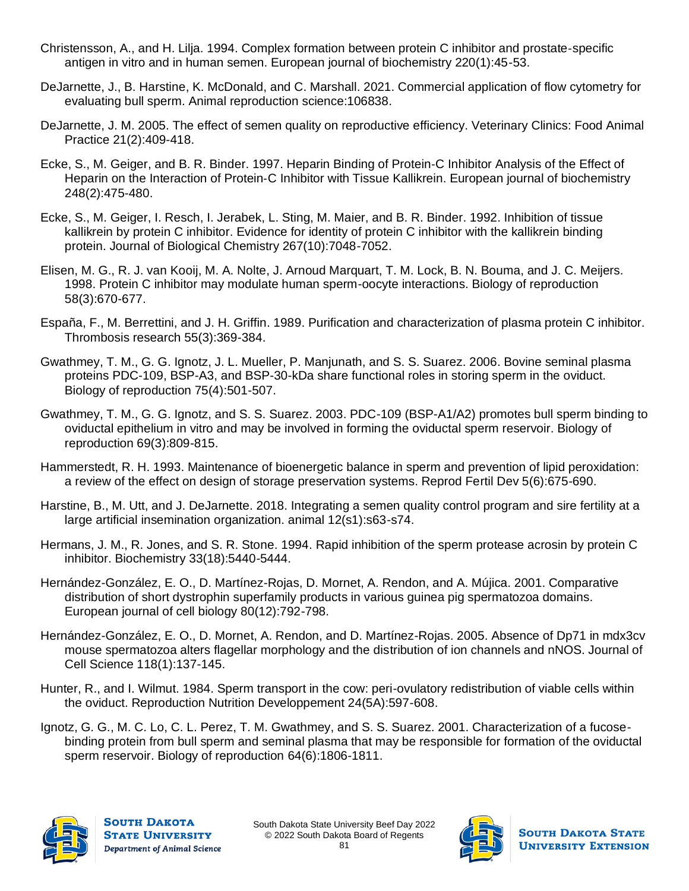Christensson, A., and H. Lilja. 1994. Complex formation between protein C inhibitor and prostate-specific antigen in vitro and in human semen. European journal of biochemistry 220(1):45-53.

DeJarnette, J., B. Harstine, K. McDonald, and C. Marshall. 2021. Commercial application of flow cytometry for evaluating bull sperm. Animal reproduction science:106838.

DeJarnette, J. M. 2005. The effect of semen quality on reproductive efficiency. Veterinary Clinics: Food Animal Practice 21(2):409-418.

Ecke, S., M. Geiger, and B. R. Binder. 1997. Heparin Binding of Protein-C Inhibitor Analysis of the Effect of Heparin on the Interaction of Protein-C Inhibitor with Tissue Kallikrein. European journal of biochemistry 248(2):475-480.

Ecke, S., M. Geiger, I. Resch, I. Jerabek, L. Sting, M. Maier, and B. R. Binder. 1992. Inhibition of tissue kallikrein by protein C inhibitor. Evidence for identity of protein C inhibitor with the kallikrein binding protein. Journal of Biological Chemistry 267(10):7048-7052.

Elisen, M. G., R. J. van Kooij, M. A. Nolte, J. Arnoud Marquart, T. M. Lock, B. N. Bouma, and J. C. Meijers. 1998. Protein C inhibitor may modulate human sperm-oocyte interactions. Biology of reproduction 58(3):670-677.

España, F., M. Berrettini, and J. H. Griffin. 1989. Purification and characterization of plasma protein C inhibitor. Thrombosis research 55(3):369-384.

Gwathmey, T. M., G. G. Ignotz, J. L. Mueller, P. Manjunath, and S. S. Suarez. 2006. Bovine seminal plasma proteins PDC-109, BSP-A3, and BSP-30-kDa share functional roles in storing sperm in the oviduct. Biology of reproduction 75(4):501-507.

Gwathmey, T. M., G. G. Ignotz, and S. S. Suarez. 2003. PDC-109 (BSP-A1/A2) promotes bull sperm binding to oviductal epithelium in vitro and may be involved in forming the oviductal sperm reservoir. Biology of reproduction 69(3):809-815.

Hammerstedt, R. H. 1993. Maintenance of bioenergetic balance in sperm and prevention of lipid peroxidation: a review of the effect on design of storage preservation systems. Reprod Fertil Dev 5(6):675-690.

Harstine, B., M. Utt, and J. DeJarnette. 2018. Integrating a semen quality control program and sire fertility at a large artificial insemination organization. animal 12(s1):s63-s74.

Hermans, J. M., R. Jones, and S. R. Stone. 1994. Rapid inhibition of the sperm protease acrosin by protein C inhibitor. Biochemistry 33(18):5440-5444.

Hernández-González, E. O., D. Martínez-Rojas, D. Mornet, A. Rendon, and A. Mújica. 2001. Comparative distribution of short dystrophin superfamily products in various guinea pig spermatozoa domains. European journal of cell biology 80(12):792-798.

Hernández-González, E. O., D. Mornet, A. Rendon, and D. Martínez-Rojas. 2005. Absence of Dp71 in mdx3cv mouse spermatozoa alters flagellar morphology and the distribution of ion channels and nNOS. Journal of Cell Science 118(1):137-145.

Hunter, R., and I. Wilmut. 1984. Sperm transport in the cow: peri-ovulatory redistribution of viable cells within the oviduct. Reproduction Nutrition Developpement 24(5A):597-608.

Ignotz, G. G., M. C. Lo, C. L. Perez, T. M. Gwathmey, and S. S. Suarez. 2001. Characterization of a fucose-binding protein from bull sperm and seminal plasma that may be responsible for formation of the oviductal sperm reservoir. Biology of reproduction 64(6):1806-1811.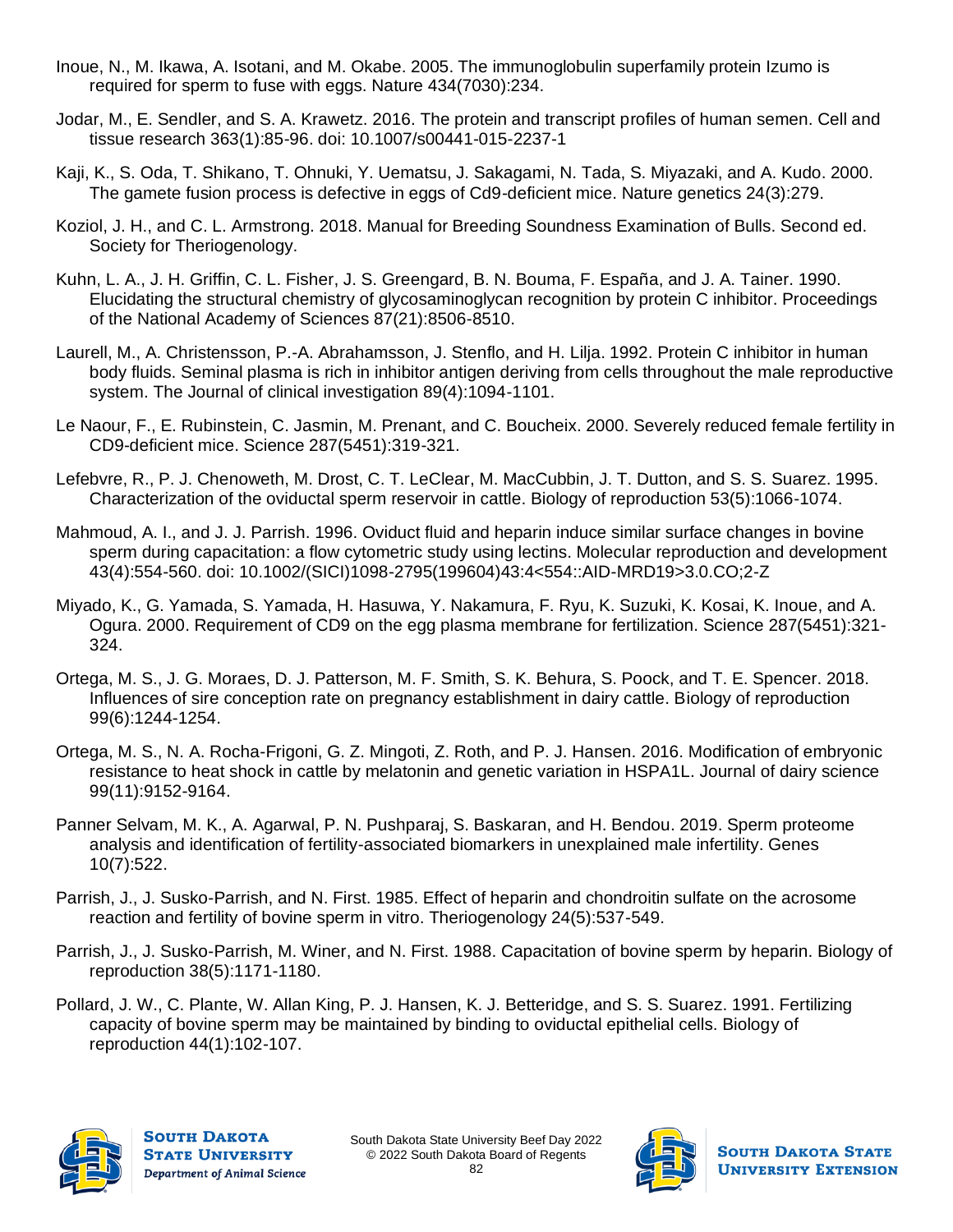Inoue, N., M. Ikawa, A. Isotani, and M. Okabe. 2005. The immunoglobulin superfamily protein Izumo is required for sperm to fuse with eggs. Nature 434(7030):234.

Jodar, M., E. Sendler, and S. A. Krawetz. 2016. The protein and transcript profiles of human semen. Cell and tissue research 363(1):85-96. doi: 10.1007/s00441-015-2237-1

Kaji, K., S. Oda, T. Shikano, T. Ohnuki, Y. Uematsu, J. Sakagami, N. Tada, S. Miyazaki, and A. Kudo. 2000. The gamete fusion process is defective in eggs of Cd9-deficient mice. Nature genetics 24(3):279.

Koziol, J. H., and C. L. Armstrong. 2018. Manual for Breeding Soundness Examination of Bulls. Second ed. Society for Theriogenology.

Kuhn, L. A., J. H. Griffin, C. L. Fisher, J. S. Greengard, B. N. Bouma, F. España, and J. A. Tainer. 1990. Elucidating the structural chemistry of glycosaminoglycan recognition by protein C inhibitor. Proceedings of the National Academy of Sciences 87(21):8506-8510.

Laurell, M., A. Christensson, P.-A. Abrahamsson, J. Stenflo, and H. Lilja. 1992. Protein C inhibitor in human body fluids. Seminal plasma is rich in inhibitor antigen deriving from cells throughout the male reproductive system. The Journal of clinical investigation 89(4):1094-1101.

Le Naour, F., E. Rubinstein, C. Jasmin, M. Prenant, and C. Boucheix. 2000. Severely reduced female fertility in CD9-deficient mice. Science 287(5451):319-321.

Lefebvre, R., P. J. Chenoweth, M. Drost, C. T. LeClear, M. MacCubbin, J. T. Dutton, and S. S. Suarez. 1995. Characterization of the oviductal sperm reservoir in cattle. Biology of reproduction 53(5):1066-1074.

Mahmoud, A. I., and J. J. Parrish. 1996. Oviduct fluid and heparin induce similar surface changes in bovine sperm during capacitation: a flow cytometric study using lectins. Molecular reproduction and development 43(4):554-560. doi: 10.1002/(SICI)1098-2795(199604)43:4<554::AID-MRD19>3.0.CO;2-Z

Miyado, K., G. Yamada, S. Yamada, H. Hasuwa, Y. Nakamura, F. Ryu, K. Suzuki, K. Kosai, K. Inoue, and A. Ogura. 2000. Requirement of CD9 on the egg plasma membrane for fertilization. Science 287(5451):321-324.

Ortega, M. S., J. G. Moraes, D. J. Patterson, M. F. Smith, S. K. Behura, S. Poock, and T. E. Spencer. 2018. Influences of sire conception rate on pregnancy establishment in dairy cattle. Biology of reproduction 99(6):1244-1254.

Ortega, M. S., N. A. Rocha-Frigoni, G. Z. Mingoti, Z. Roth, and P. J. Hansen. 2016. Modification of embryonic resistance to heat shock in cattle by melatonin and genetic variation in HSPA1L. Journal of dairy science 99(11):9152-9164.

Panner Selvam, M. K., A. Agarwal, P. N. Pushparaj, S. Baskaran, and H. Bendou. 2019. Sperm proteome analysis and identification of fertility-associated biomarkers in unexplained male infertility. Genes 10(7):522.

Parrish, J., J. Susko-Parrish, and N. First. 1985. Effect of heparin and chondroitin sulfate on the acrosome reaction and fertility of bovine sperm in vitro. Theriogenology 24(5):537-549.

Parrish, J., J. Susko-Parrish, M. Winer, and N. First. 1988. Capacitation of bovine sperm by heparin. Biology of reproduction 38(5):1171-1180.

Pollard, J. W., C. Plante, W. Allan King, P. J. Hansen, K. J. Betteridge, and S. S. Suarez. 1991. Fertilizing capacity of bovine sperm may be maintained by binding to oviductal epithelial cells. Biology of reproduction 44(1):102-107.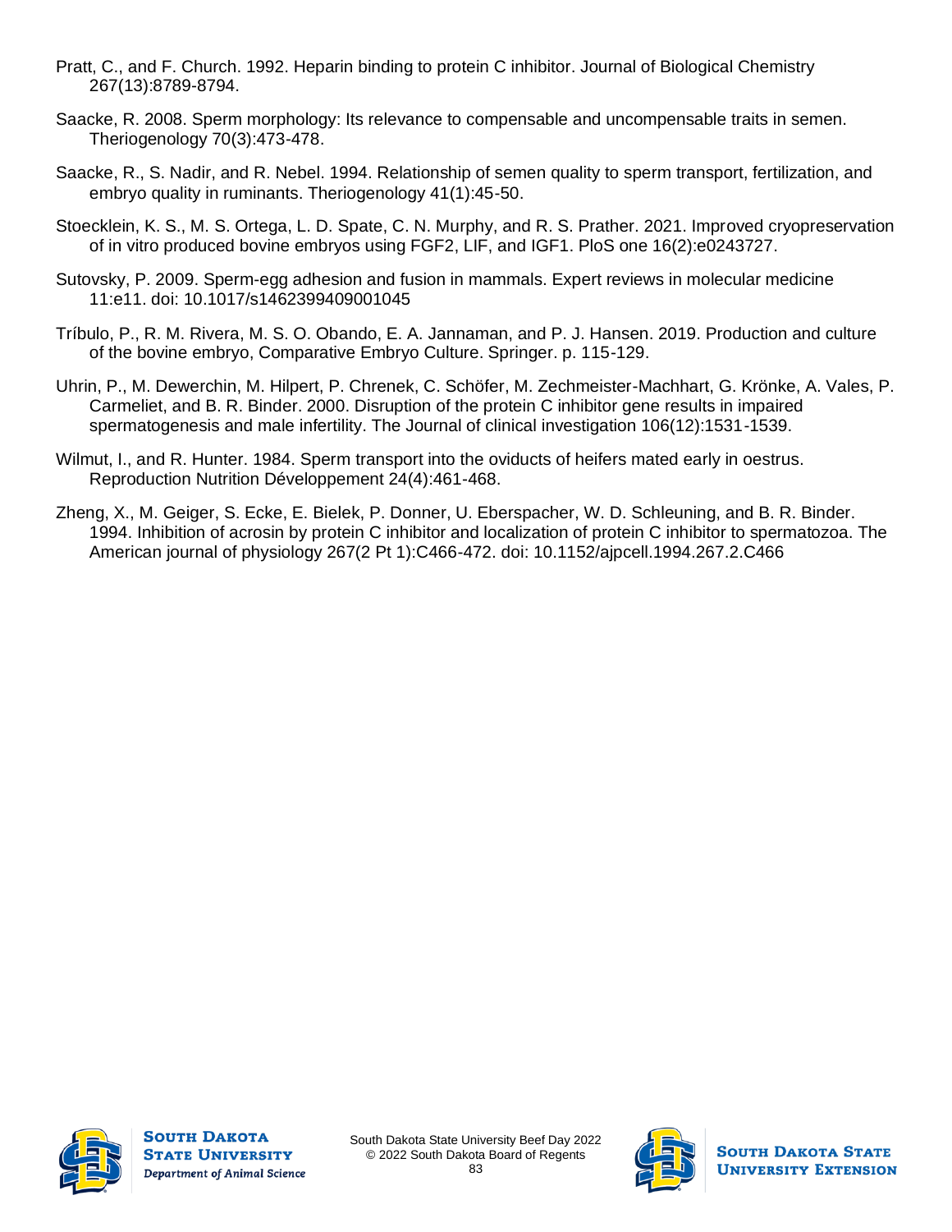Pratt, C., and F. Church. 1992. Heparin binding to protein C inhibitor. Journal of Biological Chemistry 267(13):8789-8794.

Saacke, R. 2008. Sperm morphology: Its relevance to compensable and uncompensable traits in semen. Theriogenology 70(3):473-478.

Saacke, R., S. Nadir, and R. Nebel. 1994. Relationship of semen quality to sperm transport, fertilization, and embryo quality in ruminants. Theriogenology 41(1):45-50.

Stoecklein, K. S., M. S. Ortega, L. D. Spate, C. N. Murphy, and R. S. Prather. 2021. Improved cryopreservation of in vitro produced bovine embryos using FGF2, LIF, and IGF1. PloS one 16(2):e0243727.

Sutovsky, P. 2009. Sperm-egg adhesion and fusion in mammals. Expert reviews in molecular medicine 11:e11. doi: 10.1017/s1462399409001045

Tríbulo, P., R. M. Rivera, M. S. O. Obando, E. A. Jannaman, and P. J. Hansen. 2019. Production and culture of the bovine embryo, Comparative Embryo Culture. Springer. p. 115-129.

Uhrin, P., M. Dewerchin, M. Hilpert, P. Chrenek, C. Schöfer, M. Zechmeister-Machhart, G. Krönke, A. Vales, P. Carmeliet, and B. R. Binder. 2000. Disruption of the protein C inhibitor gene results in impaired spermatogenesis and male infertility. The Journal of clinical investigation 106(12):1531-1539.

Wilmut, I., and R. Hunter. 1984. Sperm transport into the oviducts of heifers mated early in oestrus. Reproduction Nutrition Développement 24(4):461-468.

Zheng, X., M. Geiger, S. Ecke, E. Bielek, P. Donner, U. Eberspacher, W. D. Schleuning, and B. R. Binder. 1994. Inhibition of acrosin by protein C inhibitor and localization of protein C inhibitor to spermatozoa. The American journal of physiology 267(2 Pt 1):C466-472. doi: 10.1152/ajpcell.1994.267.2.C466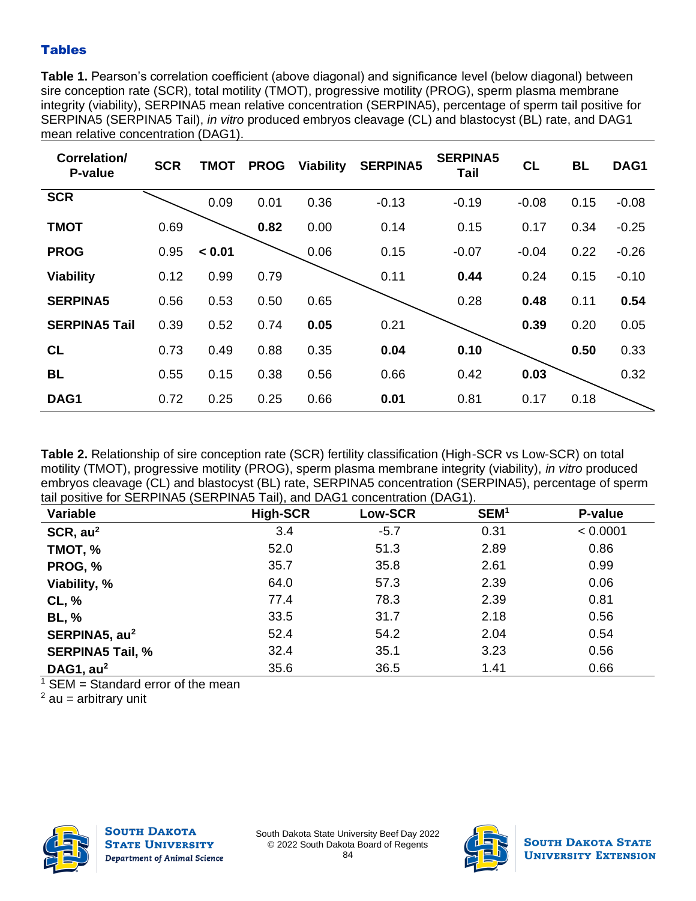## Tables

**Table 1.** Pearson's correlation coefficient (above diagonal) and significance level (below diagonal) between sire conception rate (SCR), total motility (TMOT), progressive motility (PROG), sperm plasma membrane integrity (viability), SERPINA5 mean relative concentration (SERPINA5), percentage of sperm tail positive for SERPINA5 (SERPINA5 Tail), *in vitro* produced embryos cleavage (CL) and blastocyst (BL) rate, and DAG1 mean relative concentration (DAG1).

| Correlation/ P-value | SCR | TMOT | PROG | Viability | SERPINA5 | SERPINA5 Tail | CL | BL | DAG1 |
|---|---|---|---|---|---|---|---|---|---|
| **SCR** | | 0.09 | 0.01 | 0.36 | -0.13 | -0.19 | -0.08 | 0.15 | -0.08 |
| **TMOT** | 0.69 | | **0.82** | 0.00 | 0.14 | 0.15 | 0.17 | 0.34 | -0.25 |
| **PROG** | 0.95 | **< 0.01** | | 0.06 | 0.15 | -0.07 | -0.04 | 0.22 | -0.26 |
| **Viability** | 0.12 | 0.99 | 0.79 | | 0.11 | **0.44** | 0.24 | 0.15 | -0.10 |
| **SERPINA5** | 0.56 | 0.53 | 0.50 | 0.65 | | 0.28 | **0.48** | 0.11 | **0.54** |
| **SERPINA5 Tail** | 0.39 | 0.52 | 0.74 | **0.05** | 0.21 | | **0.39** | 0.20 | 0.05 |
| **CL** | 0.73 | 0.49 | 0.88 | 0.35 | **0.04** | **0.10** | | **0.50** | 0.33 |
| **BL** | 0.55 | 0.15 | 0.38 | 0.56 | 0.66 | 0.42 | **0.03** | | 0.32 |
| **DAG1** | 0.72 | 0.25 | 0.25 | 0.66 | **0.01** | 0.81 | 0.17 | 0.18 | |

**Table 2.** Relationship of sire conception rate (SCR) fertility classification (High-SCR vs Low-SCR) on total motility (TMOT), progressive motility (PROG), sperm plasma membrane integrity (viability), *in vitro* produced embryos cleavage (CL) and blastocyst (BL) rate, SERPINA5 concentration (SERPINA5), percentage of sperm tail positive for SERPINA5 (SERPINA5 Tail), and DAG1 concentration (DAG1).

| Variable | High-SCR | Low-SCR | SEM[1] | P-value |
|---|---|---|---|---|
| **SCR, au[2]** | 3.4 | -5.7 | 0.31 | < 0.0001 |
| **TMOT, %** | 52.0 | 51.3 | 2.89 | 0.86 |
| **PROG, %** | 35.7 | 35.8 | 2.61 | 0.99 |
| **Viability, %** | 64.0 | 57.3 | 2.39 | 0.06 |
| **CL, %** | 77.4 | 78.3 | 2.39 | 0.81 |
| **BL, %** | 33.5 | 31.7 | 2.18 | 0.56 |
| **SERPINA5, au[2]** | 52.4 | 54.2 | 2.04 | 0.54 |
| **SERPINA5 Tail, %** | 32.4 | 35.1 | 3.23 | 0.56 |
| **DAG1, au[2]** | 35.6 | 36.5 | 1.41 | 0.66 |

[1] SEM = Standard error of the mean

[2] au = arbitrary unit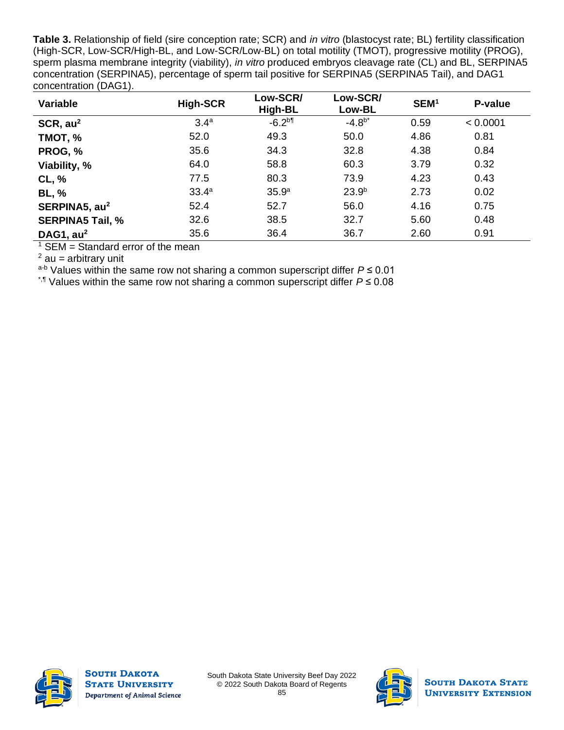**Table 3.** Relationship of field (sire conception rate; SCR) and *in vitro* (blastocyst rate; BL) fertility classification (High-SCR, Low-SCR/High-BL, and Low-SCR/Low-BL) on total motility (TMOT), progressive motility (PROG), sperm plasma membrane integrity (viability), *in vitro* produced embryos cleavage rate (CL) and BL, SERPINA5 concentration (SERPINA5), percentage of sperm tail positive for SERPINA5 (SERPINA5 Tail), and DAG1 concentration (DAG1).

| Variable | High-SCR | Low-SCR/ High-BL | Low-SCR/ Low-BL | SEM[1] | P-value |
|---|---|---|---|---|---|
| **SCR, au[2]** | 3.4[a] | -6.2[b¶] | -4.8[b*] | 0.59 | < 0.0001 |
| **TMOT, %** | 52.0 | 49.3 | 50.0 | 4.86 | 0.81 |
| **PROG, %** | 35.6 | 34.3 | 32.8 | 4.38 | 0.84 |
| **Viability, %** | 64.0 | 58.8 | 60.3 | 3.79 | 0.32 |
| **CL, %** | 77.5 | 80.3 | 73.9 | 4.23 | 0.43 |
| **BL, %** | 33.4[a] | 35.9[a] | 23.9[b] | 2.73 | 0.02 |
| **SERPINA5, au[2]** | 52.4 | 52.7 | 56.0 | 4.16 | 0.75 |
| **SERPINA5 Tail, %** | 32.6 | 38.5 | 32.7 | 5.60 | 0.48 |
| **DAG1, au[2]** | 35.6 | 36.4 | 36.7 | 2.60 | 0.91 |

[1] SEM = Standard error of the mean

[2] au = arbitrary unit

[a-b] Values within the same row not sharing a common superscript differ $P \leq 0.01$

[*,¶] Values within the same row not sharing a common superscript differ $P \leq 0.08$